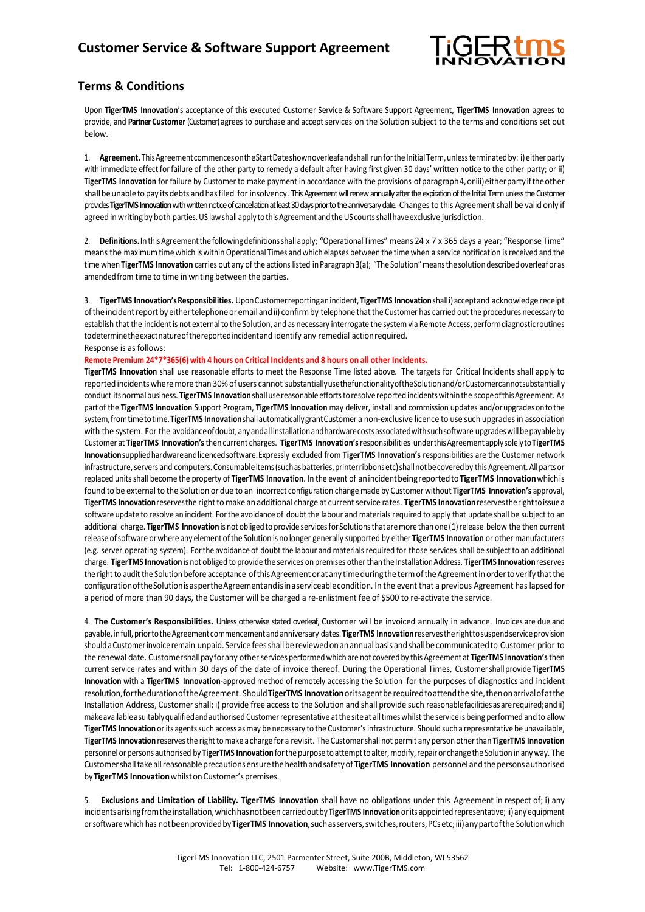# Customer Service & Software Support Agreement

## Terms & Conditions

Upon **TigerTMS Innovation**'s acceptance of this executed Customer Service & Software Support Agreement, **TigerTMS Innovation** agrees to provide, and **Partner Customer** (Customer) agrees to purchase and accept services on the Solution subject to the terms and conditions set out below.

1. **Agreement.** This Agreement commences on the Start Date shown overleaf and shall run for the Initial Term, unless terminated by: i) either party with immediate effect for failure of the other party to remedy a default after having first given 30 days' written notice to the other party; or ii) **TigerTMS Innovation** for failure by Customer to make payment in accordance with the provisions of paragraph 4, or iii) either party if the other shall be unable to pay its debts and has filed for insolvency. This Agreement will renew annually after the expiration of the Initial Term unless the Customer provides **TigerTMS Innovation** with written notice of cancellation at least 30 days prior to the anniversary date. Changes to this Agreement shall be valid only if agreed in writing by both parties. US law shall apply to this Agreement and the US courts shall have exclusive jurisdiction.

2. **Definitions.** In this Agreement the following definitions shall apply; "Operational Times" means 24 x 7 x 365 days a year; "Response Time" means the maximum time which is within Operational Times and which elapses between the time when a service notification is received and the time when **TigerTMS Innovation** carries out any of the actions listed in Paragraph 3(a); "The Solution" means the solution described overleaf or as amended from time to time in writing between the parties.

3. **TigerTMS Innovation's Responsibilities.** Upon Customer reporting an incident, **TigerTMS Innovation** shall i) accept and acknowledge receipt of the incident report by either telephone or email and ii) confirm by telephone that the Customer has carried out the procedures necessary to establish that the incident is not external to the Solution, and as necessary interrogate the system via Remote Access, perform diagnostic routines to determine the exact nature of the reported incident and identify any remedial action required.
Response is as follows:
**Remote Premium 24\*7\*365(6) with 4 hours on Critical Incidents and 8 hours on all other Incidents.**
**TigerTMS Innovation** shall use reasonable efforts to meet the Response Time listed above. The targets for Critical Incidents shall apply to reported incidents where more than 30% of users cannot substantially use the functionality of the Solution and/or Customer cannot substantially conduct its normal business. **TigerTMS Innovation** shall use reasonable efforts to resolve reported incidents within the scope of this Agreement. As part of the **TigerTMS Innovation** Support Program, **TigerTMS Innovation** may deliver, install and commission updates and/or upgrades on to the system, from time to time. **TigerTMS Innovation** shall automatically grant Customer a non-exclusive licence to use such upgrades in association with the system. For the avoidance of doubt, any and all installation and hardware costs associated with such software upgrades will be payable by Customer at **TigerTMS Innovation's** then current charges. **TigerTMS Innovation's** responsibilities under this Agreement apply solely to **TigerTMS Innovation** supplied hardware and licenced software. Expressly excluded from **TigerTMS Innovation's** responsibilities are the Customer network infrastructure, servers and computers. Consumable items (such as batteries, printer ribbons etc) shall not be covered by this Agreement. All parts or replaced units shall become the property of **TigerTMS Innovation**. In the event of an incident being reported to **TigerTMS Innovation** which is found to be external to the Solution or due to an incorrect configuration change made by Customer without **TigerTMS Innovation's** approval, **TigerTMS Innovation** reserves the right to make an additional charge at current service rates. **TigerTMS Innovation** reserves the right to issue a software update to resolve an incident. For the avoidance of doubt the labour and materials required to apply that update shall be subject to an additional charge. **TigerTMS Innovation** is not obliged to provide services for Solutions that are more than one (1) release below the then current release of software or where any element of the Solution is no longer generally supported by either **TigerTMS Innovation** or other manufacturers (e.g. server operating system). For the avoidance of doubt the labour and materials required for those services shall be subject to an additional charge. **TigerTMS Innovation** is not obliged to provide the services on premises other than the Installation Address. **TigerTMS Innovation** reserves the right to audit the Solution before acceptance of this Agreement or at any time during the term of the Agreement in order to verify that the configuration of the Solution is as per the Agreement and is in a serviceable condition. In the event that a previous Agreement has lapsed for a period of more than 90 days, the Customer will be charged a re-enlistment fee of $500 to re-activate the service.

4. **The Customer's Responsibilities.** Unless otherwise stated overleaf, Customer will be invoiced annually in advance. Invoices are due and payable, in full, prior to the Agreement commencement and anniversary dates. **TigerTMS Innovation** reserves the right to suspend service provision should a Customer invoice remain unpaid. Service fees shall be reviewed on an annual basis and shall be communicated to Customer prior to the renewal date. Customer shall pay for any other services performed which are not covered by this Agreement at **TigerTMS Innovation's** then current service rates and within 30 days of the date of invoice thereof. During the Operational Times, Customer shall provide **TigerTMS Innovation** with a **TigerTMS Innovation**-approved method of remotely accessing the Solution for the purposes of diagnostics and incident resolution, for the duration of the Agreement. Should **TigerTMS Innovation** or its agent be required to attend the site, then on arrival of at the Installation Address, Customer shall; i) provide free access to the Solution and shall provide such reasonable facilities as are required; and ii) make available a suitably qualified and authorised Customer representative at the site at all times whilst the service is being performed and to allow **TigerTMS Innovation** or its agents such access as may be necessary to the Customer's infrastructure. Should such a representative be unavailable, **TigerTMS Innovation** reserves the right to make a charge for a revisit. The Customer shall not permit any person other than **TigerTMS Innovation** personnel or persons authorised by **TigerTMS Innovation** for the purpose to attempt to alter, modify, repair or change the Solution in any way. The Customer shall take all reasonable precautions ensure the health and safety of **TigerTMS Innovation** personnel and the persons authorised by **TigerTMS Innovation** whilst on Customer's premises.

5. **Exclusions and Limitation of Liability. TigerTMS Innovation** shall have no obligations under this Agreement in respect of; i) any incidents arising from the installation, which has not been carried out by **TigerTMS Innovation** or its appointed representative; ii) any equipment or software which has not been provided by **TigerTMS Innovation**, such as servers, switches, routers, PCs etc; iii) any part of the Solution which

TigerTMS Innovation LLC, 2501 Parmenter Street, Suite 200B, Middleton, WI 53562
Tel: 1-800-424-6757 Website: www.TigerTMS.com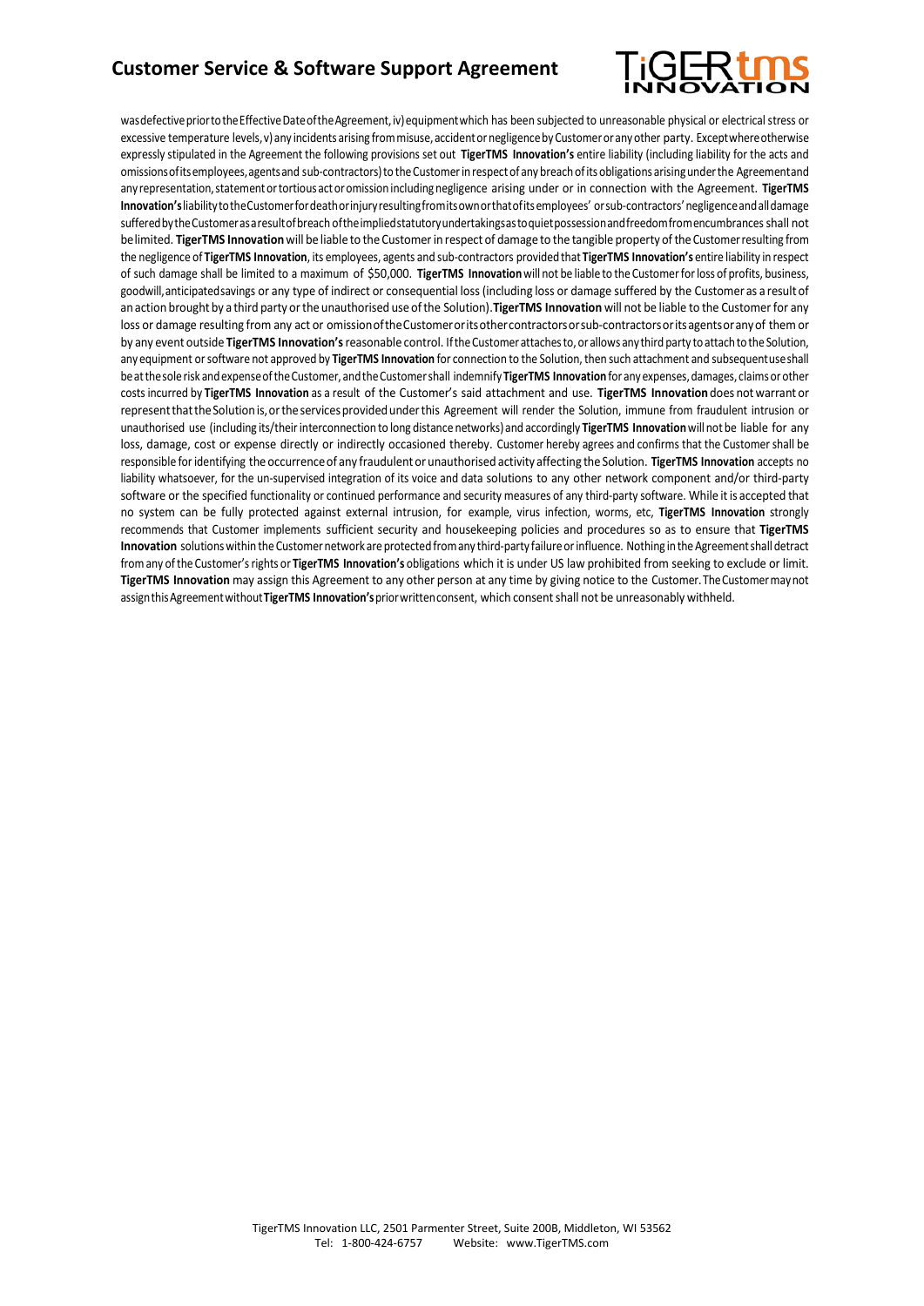was defective prior to the Effective Date of the Agreement, iv) equipment which has been subjected to unreasonable physical or electrical stress or excessive temperature levels, v) any incidents arising from misuse, accident or negligence by Customer or any other party. Except where otherwise expressly stipulated in the Agreement the following provisions set out **TigerTMS Innovation's** entire liability (including liability for the acts and omissions of its employees, agents and sub-contractors) to the Customer in respect of any breach of its obligations arising under the Agreement and any representation, statement or tortious act or omission including negligence arising under or in connection with the Agreement. **TigerTMS Innovation's** liability to the Customer for death or injury resulting from its own or that of its employees' or sub-contractors' negligence and all damage suffered by the Customer as a result of breach of the implied statutory undertakings as to quiet possession and freedom from encumbrances shall not be limited. **TigerTMS Innovation** will be liable to the Customer in respect of damage to the tangible property of the Customer resulting from the negligence of **TigerTMS Innovation**, its employees, agents and sub-contractors provided that **TigerTMS Innovation's** entire liability in respect of such damage shall be limited to a maximum of $50,000. **TigerTMS Innovation** will not be liable to the Customer for loss of profits, business, goodwill, anticipated savings or any type of indirect or consequential loss (including loss or damage suffered by the Customer as a result of an action brought by a third party or the unauthorised use of the Solution). **TigerTMS Innovation** will not be liable to the Customer for any loss or damage resulting from any act or omission of the Customer or its other contractors or sub-contractors or its agents or any of them or by any event outside **TigerTMS Innovation's** reasonable control. If the Customer attaches to, or allows any third party to attach to the Solution, any equipment or software not approved by **TigerTMS Innovation** for connection to the Solution, then such attachment and subsequent use shall be at the sole risk and expense of the Customer, and the Customer shall indemnify **TigerTMS Innovation** for any expenses, damages, claims or other costs incurred by **TigerTMS Innovation** as a result of the Customer's said attachment and use. **TigerTMS Innovation** does not warrant or represent that the Solution is, or the services provided under this Agreement will render the Solution, immune from fraudulent intrusion or unauthorised use (including its/their interconnection to long distance networks) and accordingly **TigerTMS Innovation** will not be liable for any loss, damage, cost or expense directly or indirectly occasioned thereby. Customer hereby agrees and confirms that the Customer shall be responsible for identifying the occurrence of any fraudulent or unauthorised activity affecting the Solution. **TigerTMS Innovation** accepts no liability whatsoever, for the un-supervised integration of its voice and data solutions to any other network component and/or third-party software or the specified functionality or continued performance and security measures of any third-party software. While it is accepted that no system can be fully protected against external intrusion, for example, virus infection, worms, etc, **TigerTMS Innovation** strongly recommends that Customer implements sufficient security and housekeeping policies and procedures so as to ensure that **TigerTMS Innovation** solutions within the Customer network are protected from any third-party failure or influence. Nothing in the Agreement shall detract from any of the Customer's rights or **TigerTMS Innovation's** obligations which it is under US law prohibited from seeking to exclude or limit. **TigerTMS Innovation** may assign this Agreement to any other person at any time by giving notice to the Customer. The Customer may not assign this Agreement without **TigerTMS Innovation's** prior written consent, which consent shall not be unreasonably withheld.